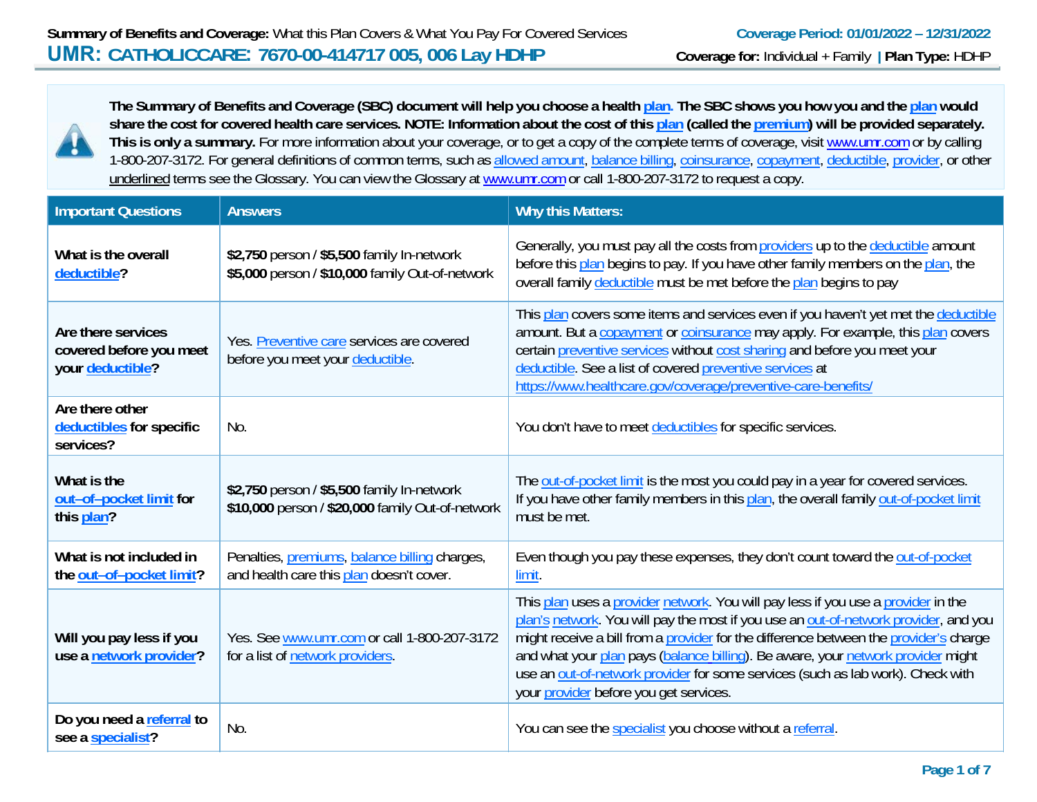**Summary of Benefits and Coverage:** What this Plan Covers & What You Pay For Covered Services

**Coverage Period: 01/01/2022 – 12/31/2022**

# UMR: CATHOLICCARE: 7670-00-414717 005, 006 Lay HDHP

**Coverage for:** Individual + Family | **Plan Type:** HDHP

**The Summary of Benefits and Coverage (SBC) document will help you choose a health plan. The SBC shows you how you and the plan would share the cost for covered health care services. NOTE: Information about the cost of this plan (called the premium) will be provided separately. This is only a summary.** For more information about your coverage, or to get a copy of the complete terms of coverage, visit www.umr.com or by calling 1-800-207-3172. For general definitions of common terms, such as allowed amount, balance billing, coinsurance, copayment, deductible, provider, or other underlined terms see the Glossary. You can view the Glossary at www.umr.com or call 1-800-207-3172 to request a copy.

| Important Questions | Answers | Why this Matters: |
|---|---|---|
| **What is the overall deductible?** | **$2,750** person / **$5,500** family In-network<br>**$5,000** person / **$10,000** family Out-of-network | Generally, you must pay all the costs from providers up to the deductible amount before this plan begins to pay. If you have other family members on the plan, the overall family deductible must be met before the plan begins to pay |
| **Are there services covered before you meet your deductible?** | Yes. Preventive care services are covered before you meet your deductible. | This plan covers some items and services even if you haven't yet met the deductible amount. But a copayment or coinsurance may apply. For example, this plan covers certain preventive services without cost sharing and before you meet your deductible. See a list of covered preventive services at https://www.healthcare.gov/coverage/preventive-care-benefits/ |
| **Are there other deductibles for specific services?** | No. | You don't have to meet deductibles for specific services. |
| **What is the out–of–pocket limit for this plan?** | **$2,750** person / **$5,500** family In-network<br>**$10,000** person / **$20,000** family Out-of-network | The out-of-pocket limit is the most you could pay in a year for covered services. If you have other family members in this plan, the overall family out-of-pocket limit must be met. |
| **What is not included in the out–of–pocket limit?** | Penalties, premiums, balance billing charges, and health care this plan doesn't cover. | Even though you pay these expenses, they don't count toward the out-of-pocket limit. |
| **Will you pay less if you use a network provider?** | Yes. See www.umr.com or call 1-800-207-3172 for a list of network providers. | This plan uses a provider network. You will pay less if you use a provider in the plan's network. You will pay the most if you use an out-of-network provider, and you might receive a bill from a provider for the difference between the provider's charge and what your plan pays (balance billing). Be aware, your network provider might use an out-of-network provider for some services (such as lab work). Check with your provider before you get services. |
| **Do you need a referral to see a specialist?** | No. | You can see the specialist you choose without a referral. |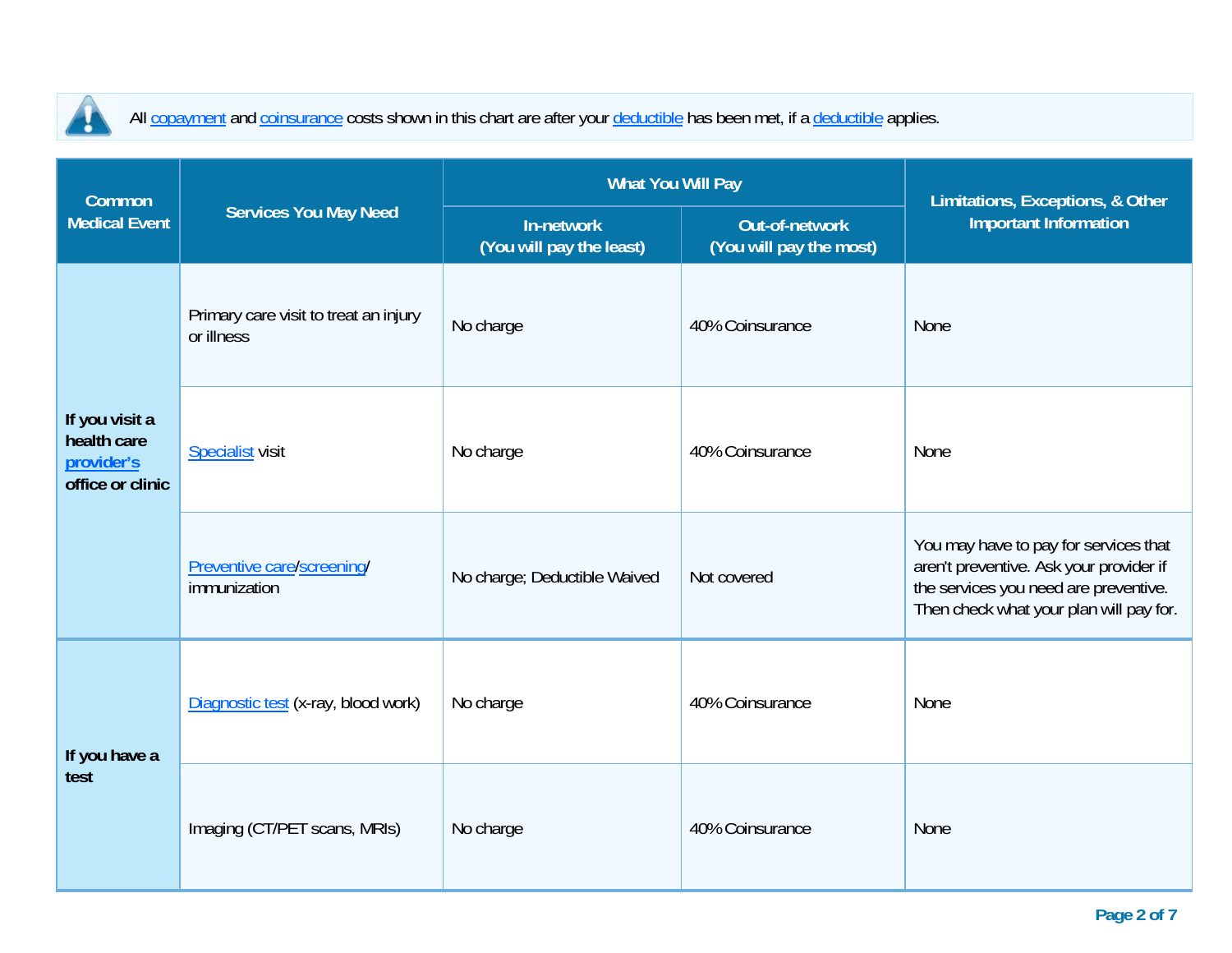All copayment and coinsurance costs shown in this chart are after your deductible has been met, if a deductible applies.

| Common Medical Event | Services You May Need | What You Will Pay | | Limitations, Exceptions, & Other Important Information |
|---|---|---|---|---|
| | | In-network (You will pay the least) | Out-of-network (You will pay the most) | |
| If you visit a health care provider's office or clinic | Primary care visit to treat an injury or illness | No charge | 40% Coinsurance | None |
| | Specialist visit | No charge | 40% Coinsurance | None |
| | Preventive care/screening/ immunization | No charge; Deductible Waived | Not covered | You may have to pay for services that aren't preventive. Ask your provider if the services you need are preventive. Then check what your plan will pay for. |
| If you have a test | Diagnostic test (x-ray, blood work) | No charge | 40% Coinsurance | None |
| | Imaging (CT/PET scans, MRIs) | No charge | 40% Coinsurance | None |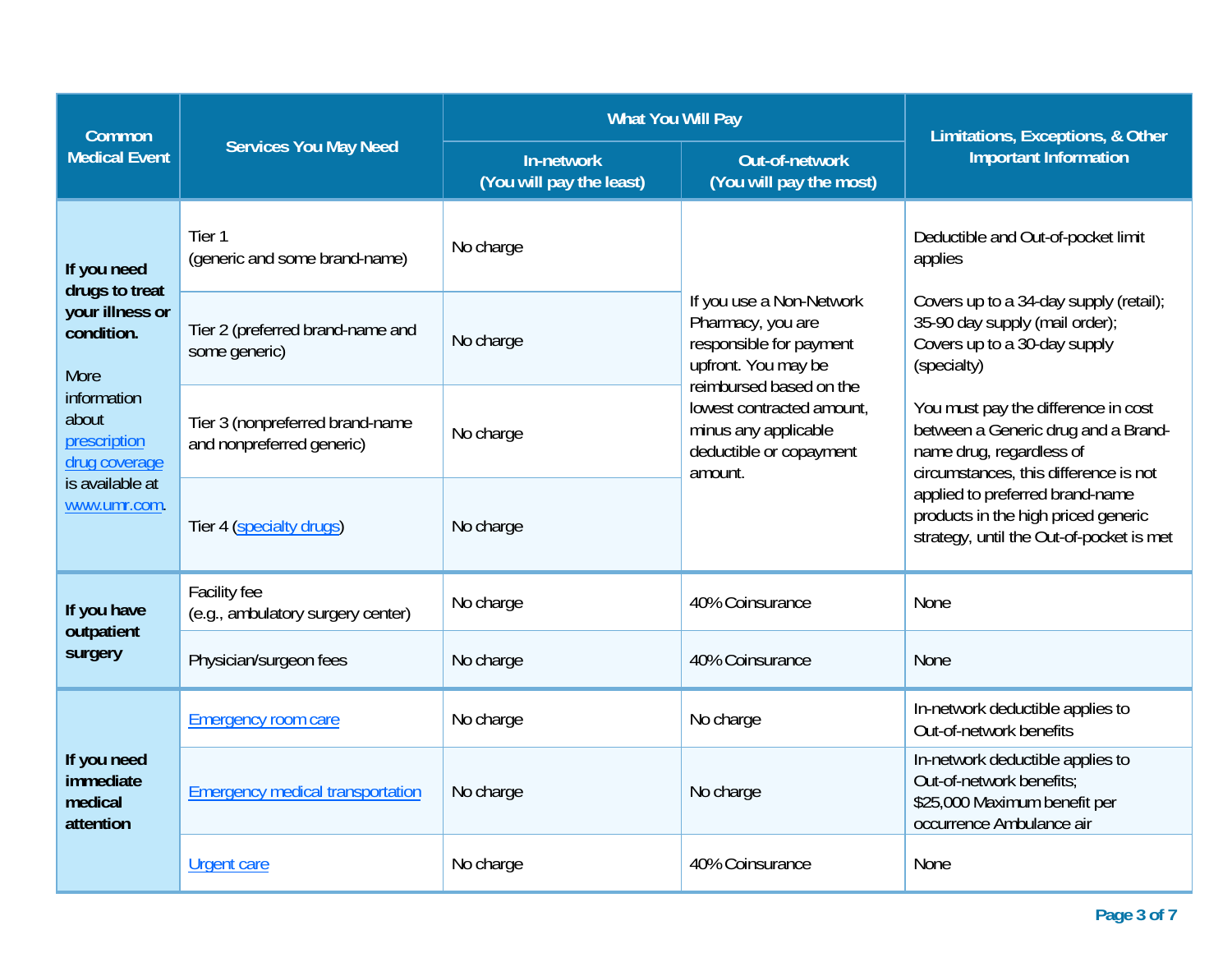| Common Medical Event | Services You May Need | What You Will Pay | | Limitations, Exceptions, & Other Important Information |
|---|---|---|---|---|
| | | In-network (You will pay the least) | Out-of-network (You will pay the most) | |
| **If you need drugs to treat your illness or condition.** More information about prescription drug coverage is available at www.umr.com. | Tier 1 (generic and some brand-name) | No charge | If you use a Non-Network Pharmacy, you are responsible for payment upfront. You may be reimbursed based on the lowest contracted amount, minus any applicable deductible or copayment amount. | Deductible and Out-of-pocket limit applies<br><br>Covers up to a 34-day supply (retail); 35-90 day supply (mail order); Covers up to a 30-day supply (specialty)<br><br>You must pay the difference in cost between a Generic drug and a Brand-name drug, regardless of circumstances, this difference is not applied to preferred brand-name products in the high priced generic strategy, until the Out-of-pocket is met |
| | Tier 2 (preferred brand-name and some generic) | No charge | | |
| | Tier 3 (nonpreferred brand-name and nonpreferred generic) | No charge | | |
| | Tier 4 (specialty drugs) | No charge | | |
| **If you have outpatient surgery** | Facility fee (e.g., ambulatory surgery center) | No charge | 40% Coinsurance | None |
| | Physician/surgeon fees | No charge | 40% Coinsurance | None |
| **If you need immediate medical attention** | Emergency room care | No charge | No charge | In-network deductible applies to Out-of-network benefits |
| | Emergency medical transportation | No charge | No charge | In-network deductible applies to Out-of-network benefits;<br>$25,000 Maximum benefit per occurrence Ambulance air |
| | Urgent care | No charge | 40% Coinsurance | None |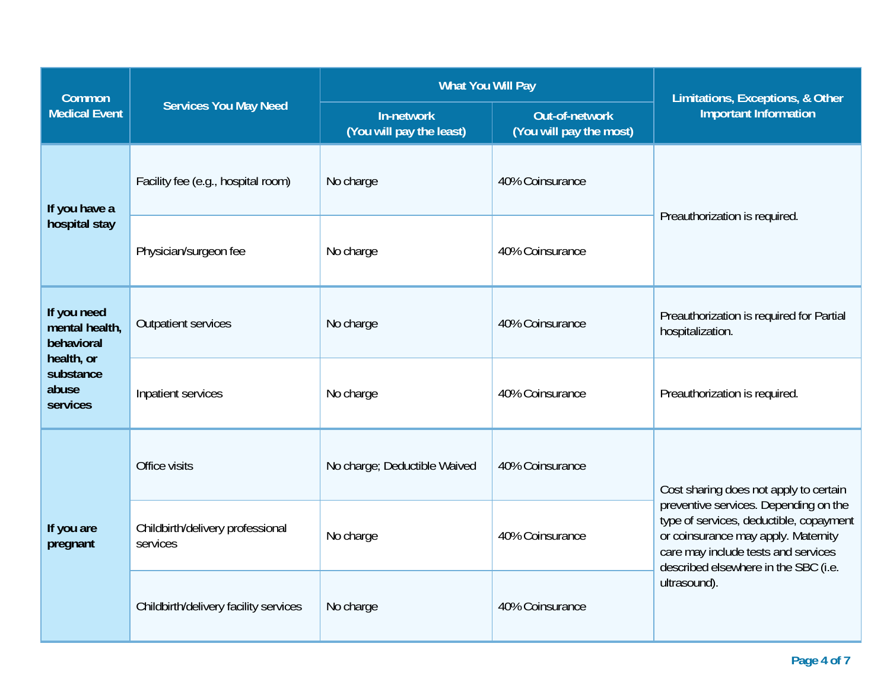| Common Medical Event | Services You May Need | What You Will Pay | | Limitations, Exceptions, & Other Important Information |
|---|---|---|---|---|
| | | In-network (You will pay the least) | Out-of-network (You will pay the most) | |
| If you have a hospital stay | Facility fee (e.g., hospital room) | No charge | 40% Coinsurance | Preauthorization is required. |
| | Physician/surgeon fee | No charge | 40% Coinsurance | |
| If you need mental health, behavioral health, or substance abuse services | Outpatient services | No charge | 40% Coinsurance | Preauthorization is required for Partial hospitalization. |
| | Inpatient services | No charge | 40% Coinsurance | Preauthorization is required. |
| If you are pregnant | Office visits | No charge; Deductible Waived | 40% Coinsurance | Cost sharing does not apply to certain preventive services. Depending on the type of services, deductible, copayment or coinsurance may apply. Maternity care may include tests and services described elsewhere in the SBC (i.e. ultrasound). |
| | Childbirth/delivery professional services | No charge | 40% Coinsurance | |
| | Childbirth/delivery facility services | No charge | 40% Coinsurance | |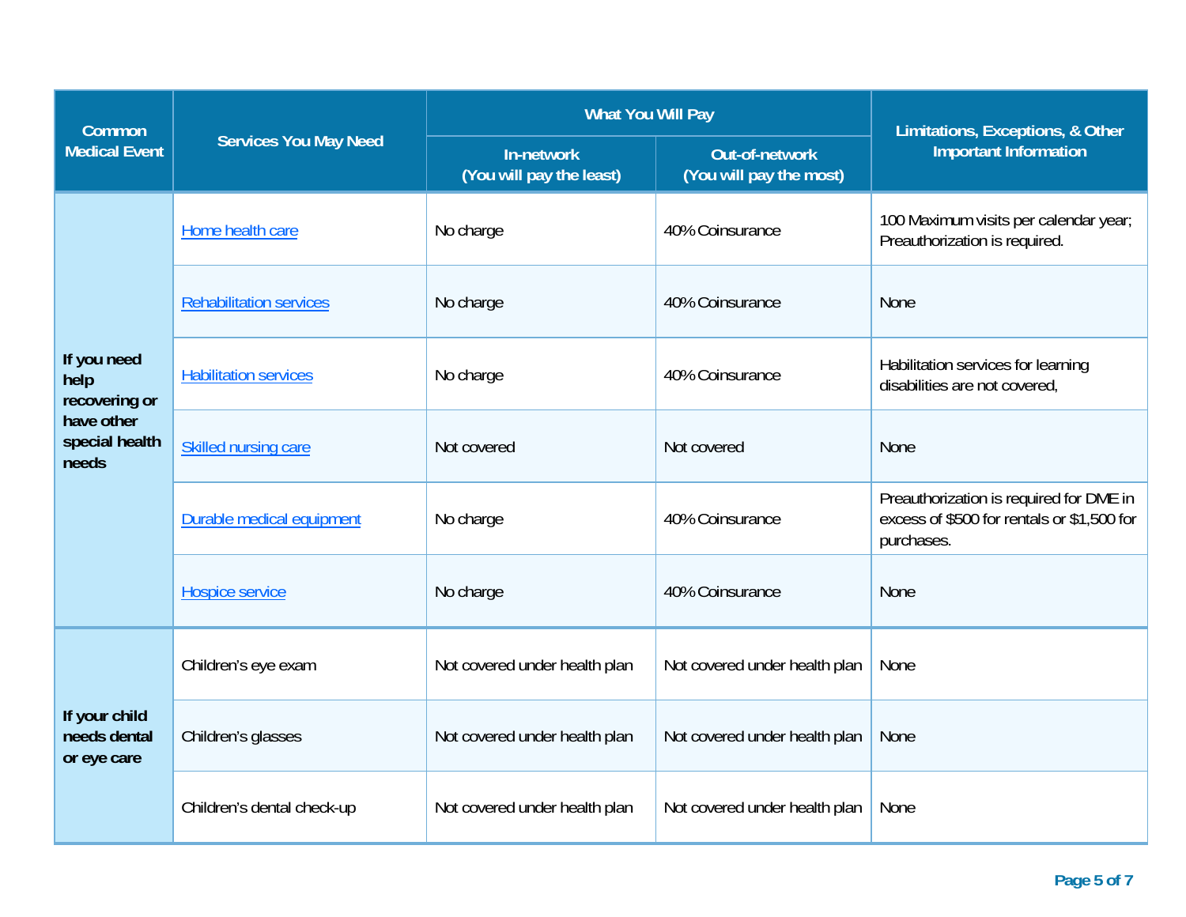| Common Medical Event | Services You May Need | What You Will Pay | | Limitations, Exceptions, & Other Important Information |
|---|---|---|---|---|
| | | In-network (You will pay the least) | Out-of-network (You will pay the most) | |
| **If you need help recovering or have other special health needs** | Home health care | No charge | 40% Coinsurance | 100 Maximum visits per calendar year; Preauthorization is required. |
| | Rehabilitation services | No charge | 40% Coinsurance | None |
| | Habilitation services | No charge | 40% Coinsurance | Habilitation services for learning disabilities are not covered, |
| | Skilled nursing care | Not covered | Not covered | None |
| | Durable medical equipment | No charge | 40% Coinsurance | Preauthorization is required for DME in excess of $500 for rentals or $1,500 for purchases. |
| | Hospice service | No charge | 40% Coinsurance | None |
| **If your child needs dental or eye care** | Children's eye exam | Not covered under health plan | Not covered under health plan | None |
| | Children's glasses | Not covered under health plan | Not covered under health plan | None |
| | Children's dental check-up | Not covered under health plan | Not covered under health plan | None |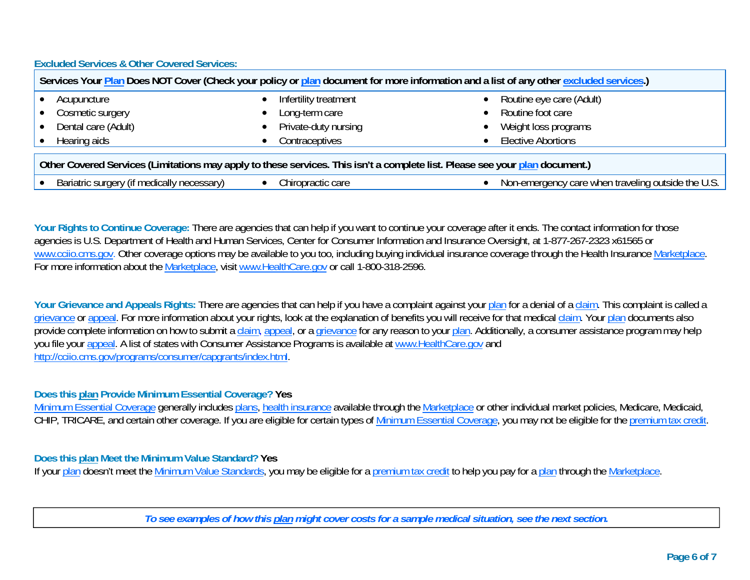### Excluded Services & Other Covered Services:

| Services Your Plan Does NOT Cover (Check your policy or plan document for more information and a list of any other excluded services.) | | |
|---|---|---|
| • Acupuncture | • Infertility treatment | • Routine eye care (Adult) |
| • Cosmetic surgery | • Long-term care | • Routine foot care |
| • Dental care (Adult) | • Private-duty nursing | • Weight loss programs |
| • Hearing aids | • Contraceptives | • Elective Abortions |

| Other Covered Services (Limitations may apply to these services. This isn't a complete list. Please see your plan document.) | | |
|---|---|---|
| • Bariatric surgery (if medically necessary) | • Chiropractic care | • Non-emergency care when traveling outside the U.S. |

**Your Rights to Continue Coverage:** There are agencies that can help if you want to continue your coverage after it ends. The contact information for those agencies is U.S. Department of Health and Human Services, Center for Consumer Information and Insurance Oversight, at 1-877-267-2323 x61565 or www.cciio.cms.gov. Other coverage options may be available to you too, including buying individual insurance coverage through the Health Insurance Marketplace. For more information about the Marketplace, visit www.HealthCare.gov or call 1-800-318-2596.

**Your Grievance and Appeals Rights:** There are agencies that can help if you have a complaint against your plan for a denial of a claim. This complaint is called a grievance or appeal. For more information about your rights, look at the explanation of benefits you will receive for that medical claim. Your plan documents also provide complete information on how to submit a claim, appeal, or a grievance for any reason to your plan. Additionally, a consumer assistance program may help you file your appeal. A list of states with Consumer Assistance Programs is available at www.HealthCare.gov and http://cciio.cms.gov/programs/consumer/capgrants/index.html.

**Does this plan Provide Minimum Essential Coverage? Yes**

Minimum Essential Coverage generally includes plans, health insurance available through the Marketplace or other individual market policies, Medicare, Medicaid, CHIP, TRICARE, and certain other coverage. If you are eligible for certain types of Minimum Essential Coverage, you may not be eligible for the premium tax credit.

**Does this plan Meet the Minimum Value Standard? Yes**

If your plan doesn't meet the Minimum Value Standards, you may be eligible for a premium tax credit to help you pay for a plan through the Marketplace.

***To see examples of how this plan might cover costs for a sample medical situation, see the next section.***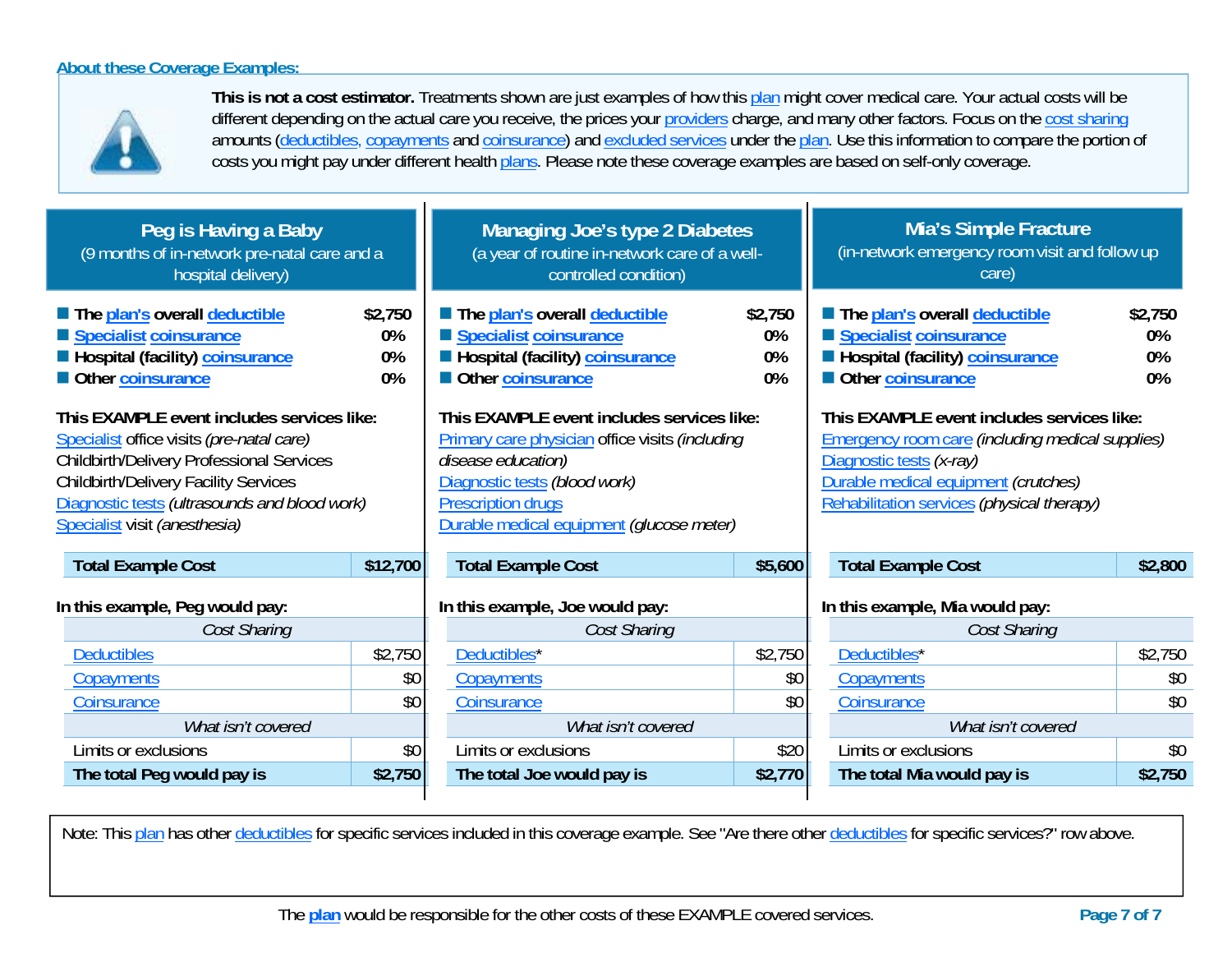## About these Coverage Examples:

**This is not a cost estimator.** Treatments shown are just examples of how this plan might cover medical care. Your actual costs will be different depending on the actual care you receive, the prices your providers charge, and many other factors. Focus on the cost sharing amounts (deductibles, copayments and coinsurance) and excluded services under the plan. Use this information to compare the portion of costs you might pay under different health plans. Please note these coverage examples are based on self-only coverage.

### Peg is Having a Baby
(9 months of in-network pre-natal care and a hospital delivery)

- **The plan's overall deductible** **$2,750**
- **Specialist coinsurance** **0%**
- **Hospital (facility) coinsurance** **0%**
- **Other coinsurance** **0%**

**This EXAMPLE event includes services like:**
Specialist office visits *(pre-natal care)*
Childbirth/Delivery Professional Services
Childbirth/Delivery Facility Services
Diagnostic tests *(ultrasounds and blood work)*
Specialist visit *(anesthesia)*

| **Total Example Cost** | **$12,700** |
|---|---|

**In this example, Peg would pay:**

| *Cost Sharing* | |
|---|---|
| Deductibles | $2,750 |
| Copayments | $0 |
| Coinsurance | $0 |
| *What isn't covered* | |
| Limits or exclusions | $0 |
| **The total Peg would pay is** | **$2,750** |

### Managing Joe's type 2 Diabetes
(a year of routine in-network care of a well-controlled condition)

- **The plan's overall deductible** **$2,750**
- **Specialist coinsurance** **0%**
- **Hospital (facility) coinsurance** **0%**
- **Other coinsurance** **0%**

**This EXAMPLE event includes services like:**
Primary care physician office visits *(including disease education)*
Diagnostic tests *(blood work)*
Prescription drugs
Durable medical equipment *(glucose meter)*

| **Total Example Cost** | **$5,600** |
|---|---|

**In this example, Joe would pay:**

| *Cost Sharing* | |
|---|---|
| Deductibles* | $2,750 |
| Copayments | $0 |
| Coinsurance | $0 |
| *What isn't covered* | |
| Limits or exclusions | $20 |
| **The total Joe would pay is** | **$2,770** |

### Mia's Simple Fracture
(in-network emergency room visit and follow up care)

- **The plan's overall deductible** **$2,750**
- **Specialist coinsurance** **0%**
- **Hospital (facility) coinsurance** **0%**
- **Other coinsurance** **0%**

**This EXAMPLE event includes services like:**
Emergency room care *(including medical supplies)*
Diagnostic tests *(x-ray)*
Durable medical equipment *(crutches)*
Rehabilitation services *(physical therapy)*

| **Total Example Cost** | **$2,800** |
|---|---|

**In this example, Mia would pay:**

| *Cost Sharing* | |
|---|---|
| Deductibles* | $2,750 |
| Copayments | $0 |
| Coinsurance | $0 |
| *What isn't covered* | |
| Limits or exclusions | $0 |
| **The total Mia would pay is** | **$2,750** |

Note: This plan has other deductibles for specific services included in this coverage example. See "Are there other deductibles for specific services?" row above.

The **plan** would be responsible for the other costs of these EXAMPLE covered services.